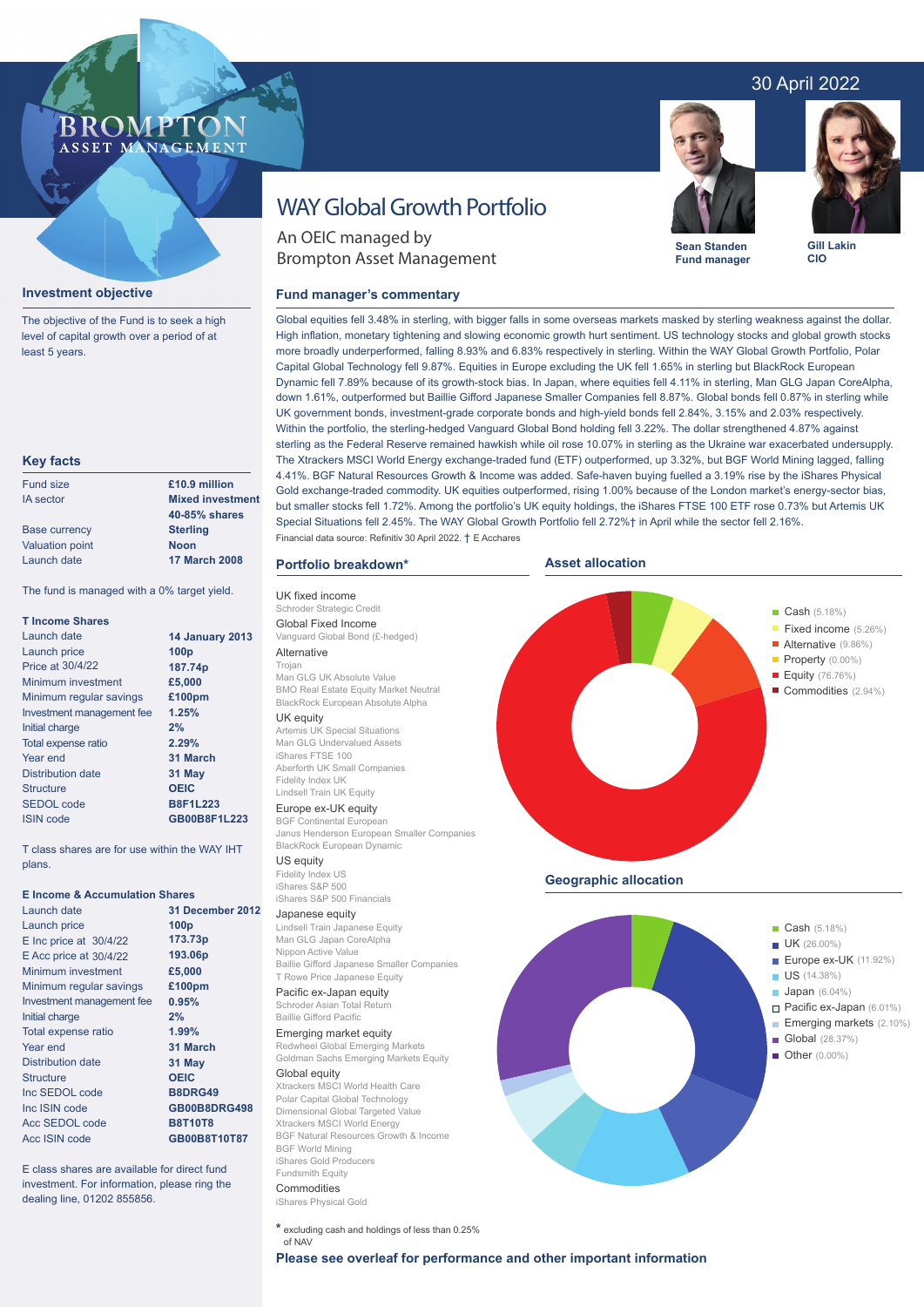30 April 2022

BROMPTON ASSET MANAGEMENT

# WAY Global Growth Portfolio

An OEIC managed by Brompton Asset Management

**Sean Standen**
**Fund manager**

**Gill Lakin**
**CIO**

## Investment objective

The objective of the Fund is to seek a high level of capital growth over a period of at least 5 years.

## Key facts

| | |
|---|---|
| Fund size | **£10.9 million** |
| IA sector | **Mixed investment 40-85% shares** |
| Base currency | **Sterling** |
| Valuation point | **Noon** |
| Launch date | **17 March 2008** |

The fund is managed with a 0% target yield.

### T Income Shares

| | |
|---|---|
| Launch date | **14 January 2013** |
| Launch price | **100p** |
| Price at 30/4/22 | **187.74p** |
| Minimum investment | **£5,000** |
| Minimum regular savings | **£100pm** |
| Investment management fee | **1.25%** |
| Initial charge | **2%** |
| Total expense ratio | **2.29%** |
| Year end | **31 March** |
| Distribution date | **31 May** |
| Structure | **OEIC** |
| SEDOL code | **B8F1L223** |
| ISIN code | **GB00B8F1L223** |

T class shares are for use within the WAY IHT plans.

### E Income & Accumulation Shares

| | |
|---|---|
| Launch date | **31 December 2012** |
| Launch price | **100p** |
| E Inc price at 30/4/22 | **173.73p** |
| E Acc price at 30/4/22 | **193.06p** |
| Minimum investment | **£5,000** |
| Minimum regular savings | **£100pm** |
| Investment management fee | **0.95%** |
| Initial charge | **2%** |
| Total expense ratio | **1.99%** |
| Year end | **31 March** |
| Distribution date | **31 May** |
| Structure | **OEIC** |
| Inc SEDOL code | **B8DRG49** |
| Inc ISIN code | **GB00B8DRG498** |
| Acc SEDOL code | **B8T10T8** |
| Acc ISIN code | **GB00B8T10T87** |

E class shares are available for direct fund investment. For information, please ring the dealing line, 01202 855856.

## Fund manager's commentary

Global equities fell 3.48% in sterling, with bigger falls in some overseas markets masked by sterling weakness against the dollar. High inflation, monetary tightening and slowing economic growth hurt sentiment. US technology stocks and global growth stocks more broadly underperformed, falling 8.93% and 6.83% respectively in sterling. Within the WAY Global Growth Portfolio, Polar Capital Global Technology fell 9.87%. Equities in Europe excluding the UK fell 1.65% in sterling but BlackRock European Dynamic fell 7.89% because of its growth-stock bias. In Japan, where equities fell 4.11% in sterling, Man GLG Japan CoreAlpha, down 1.61%, outperformed but Baillie Gifford Japanese Smaller Companies fell 8.87%. Global bonds fell 0.87% in sterling while UK government bonds, investment-grade corporate bonds and high-yield bonds fell 2.84%, 3.15% and 2.03% respectively. Within the portfolio, the sterling-hedged Vanguard Global Bond holding fell 3.22%. The dollar strengthened 4.87% against sterling as the Federal Reserve remained hawkish while oil rose 10.07% in sterling as the Ukraine war exacerbated undersupply. The Xtrackers MSCI World Energy exchange-traded fund (ETF) outperformed, up 3.32%, but BGF World Mining lagged, falling 4.41%. BGF Natural Resources Growth & Income was added. Safe-haven buying fuelled a 3.19% rise by the iShares Physical Gold exchange-traded commodity. UK equities outperformed, rising 1.00% because of the UK market's energy-sector bias, but smaller stocks fell 1.72%. Among the portfolio's UK equity holdings, the iShares FTSE 100 ETF rose 0.73% but Artemis UK Special Situations fell 2.45%. The WAY Global Growth Portfolio fell 2.72%† in April while the sector fell 2.16%.

Financial data source: Refinitiv 30 April 2022. † E Accshares

## Portfolio breakdown*

**UK fixed income**
Schroder Strategic Credit

**Global Fixed Income**
Vanguard Global Bond (£-hedged)

**Alternative**
Trojan
Man GLG UK Absolute Value
BMO Real Estate Equity Market Neutral
BlackRock European Absolute Alpha

**UK equity**
Artemis UK Special Situations
Man GLG Undervalued Assets
iShares FTSE 100
Aberforth UK Small Companies
Fidelity Index UK
Lindsell Train UK Equity

**Europe ex-UK equity**
BGF Continental European
Janus Henderson European Smaller Companies
BlackRock European Dynamic

**US equity**
Fidelity Index US
iShares S&P 500
iShares S&P 500 Financials

**Japanese equity**
Lindsell Train Japanese Equity
Man GLG Japan CoreAlpha
Nippon Active Value
Baillie Gifford Japanese Smaller Companies
T Rowe Price Japanese Equity

**Pacific ex-Japan equity**
Schroder Asian Total Return
Baillie Gifford Pacific

**Emerging market equity**
Redwheel Global Emerging Markets
Goldman Sachs Emerging Markets Equity

**Global equity**
Xtrackers MSCI World Health Care
Polar Capital Global Technology
Dimensional Global Targeted Value
Xtrackers MSCI World Energy
BGF Natural Resources Growth & Income
BGF World Mining
iShares Gold Producers
Fundsmith Equity

**Commodities**
iShares Physical Gold

\* excluding cash and holdings of less than 0.25% of NAV

## Asset allocation

| Asset | % |
|---|---|
| Cash | 5.18% |
| Fixed income | 5.26% |
| Alternative | 9.86% |
| Property | 0.00% |
| Equity | 76.76% |
| Commodities | 2.94% |

## Geographic allocation

| Region | % |
|---|---|
| Cash | 5.18% |
| UK | 26.00% |
| Europe ex-UK | 11.92% |
| US | 14.38% |
| Japan | 6.04% |
| Pacific ex-Japan | 6.01% |
| Emerging markets | 2.10% |
| Global | 28.37% |
| Other | 0.00% |

**Please see overleaf for performance and other important information**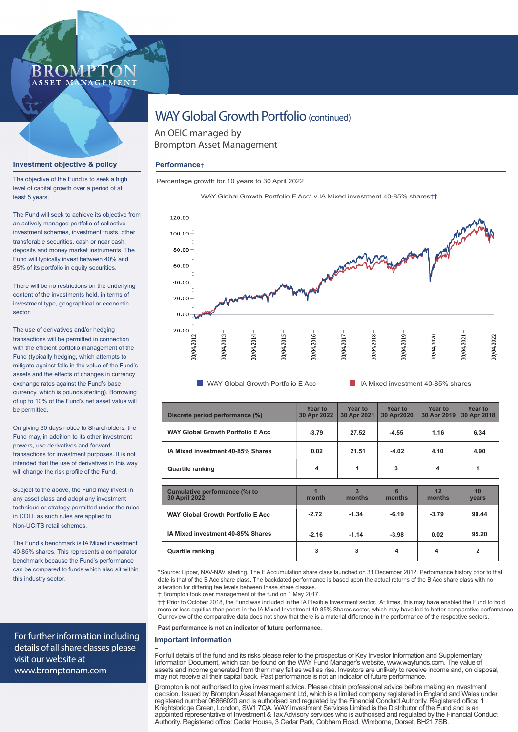BROMPTON
ASSET MANAGEMENT

# WAY Global Growth Portfolio (continued)

An OEIC managed by
Brompton Asset Management

## Investment objective & policy

The objective of the Fund is to seek a high level of capital growth over a period of at least 5 years.

The Fund will seek to achieve its objective from an actively managed portfolio of collective investment schemes, investment trusts, other transferable securities, cash or near cash, deposits and money market instruments. The Fund will typically invest between 40% and 85% of its portfolio in equity securities.

There will be no restrictions on the underlying content of the investments held, in terms of investment type, geographical or economic sector.

The use of derivatives and/or hedging transactions will be permitted in connection with the efficient portfolio management of the Fund (typically hedging, which attempts to mitigate against falls in the value of the Fund's assets and the effects of changes in currency exchange rates against the Fund's base currency, which is pounds sterling). Borrowing of up to 10% of the Fund's net asset value will be permitted.

On giving 60 days notice to Shareholders, the Fund may, in addition to its other investment powers, use derivatives and forward transactions for investment purposes. It is not intended that the use of derivatives in this way will change the risk profile of the Fund.

Subject to the above, the Fund may invest in any asset class and adopt any investment technique or strategy permitted under the rules in COLL as such rules are applied to Non-UCITS retail schemes.

The Fund's benchmark is IA Mixed investment 40-85% shares. This represents a comparator benchmark because the Fund's performance can be compared to funds which also sit within this industry sector.

For further information including details of all share classes please visit our website at www.bromptonam.com

## Performance†

Percentage growth for 10 years to 30 April 2022

WAY Global Growth Portfolio E Acc* v IA Mixed investment 40-85% shares††

120.00
100.00
80.00
60.00
40.00
20.00
0.00
-20.00

30/04/2012 30/04/2013 30/04/2014 30/04/2015 30/04/2016 30/04/2017 30/04/2018 30/04/2019 30/04/2020 30/04/2021 30/04/2022

WAY Global Growth Portfolio E Acc    IA Mixed investment 40-85% shares

| Discrete period performance (%) | Year to 30 Apr 2022 | Year to 30 Apr 2021 | Year to 30 Apr2020 | Year to 30 Apr 2019 | Year to 30 Apr 2018 |
|---|---|---|---|---|---|
| WAY Global Growth Portfolio E Acc | -3.79 | 27.52 | -4.55 | 1.16 | 6.34 |
| IA Mixed investment 40-85% Shares | 0.02 | 21.51 | -4.02 | 4.10 | 4.90 |
| Quartile ranking | 4 | 1 | 3 | 4 | 1 |

| Cumulative performance (%) to 30 April 2022 | 1 month | 3 months | 6 months | 12 months | 10 years |
|---|---|---|---|---|---|
| WAY Global Growth Portfolio E Acc | -2.72 | -1.34 | -6.19 | -3.79 | 99.44 |
| IA Mixed investment 40-85% Shares | -2.16 | -1.14 | -3.98 | 0.02 | 95.20 |
| Quartile ranking | 3 | 3 | 4 | 4 | 2 |

*Source: Lipper, NAV-NAV, sterling. The E Accumulation share class launched on 31 December 2012. Performance history prior to that date is that of the B Acc share class. The backdated performance is based upon the actual returns of the B Acc share class with no alteration for differing fee levels between these share classes.

† Brompton took over management of the fund on 1 May 2017.

†† Prior to October 2018, the Fund was included in the IA Flexible Investment sector. At times, this may have enabled the Fund to hold more or less equities than peers in the IA Mixed Investment 40-85% Shares sector, which may have led to better comparative performance. Our review of the comparative data does not show that there is a material difference in the performance of the respective sectors.

**Past performance is not an indicator of future performance.**

## Important information

For full details of the fund and its risks please refer to the prospectus or Key Investor Information and Supplementary Information Document, which can be found on the WAY Fund Manager's website, www.wayfunds.com. The value of assets and income generated from them may fall as well as rise. Investors are unlikely to receive income and, on disposal, may not receive all their capital back. Past performance is not an indicator of future performance.

Brompton is not authorised to give investment advice. Please obtain professional advice before making an investment decision. Issued by Brompton Asset Management Ltd, which is a limited company registered in England and Wales under registered number 06866020 and is authorised and regulated by the Financial Conduct Authority. Registered office: 1 Knightsbridge Green, London, SW1 7QA. WAY Investment Services Limited is the Distributor of the Fund and is an appointed representative of Investment & Tax Advisory services who is authorised and regulated by the Financial Conduct Authority. Registered office: Cedar House, 3 Cedar Park, Cobham Road, Wimborne, Dorset, BH21 7SB.